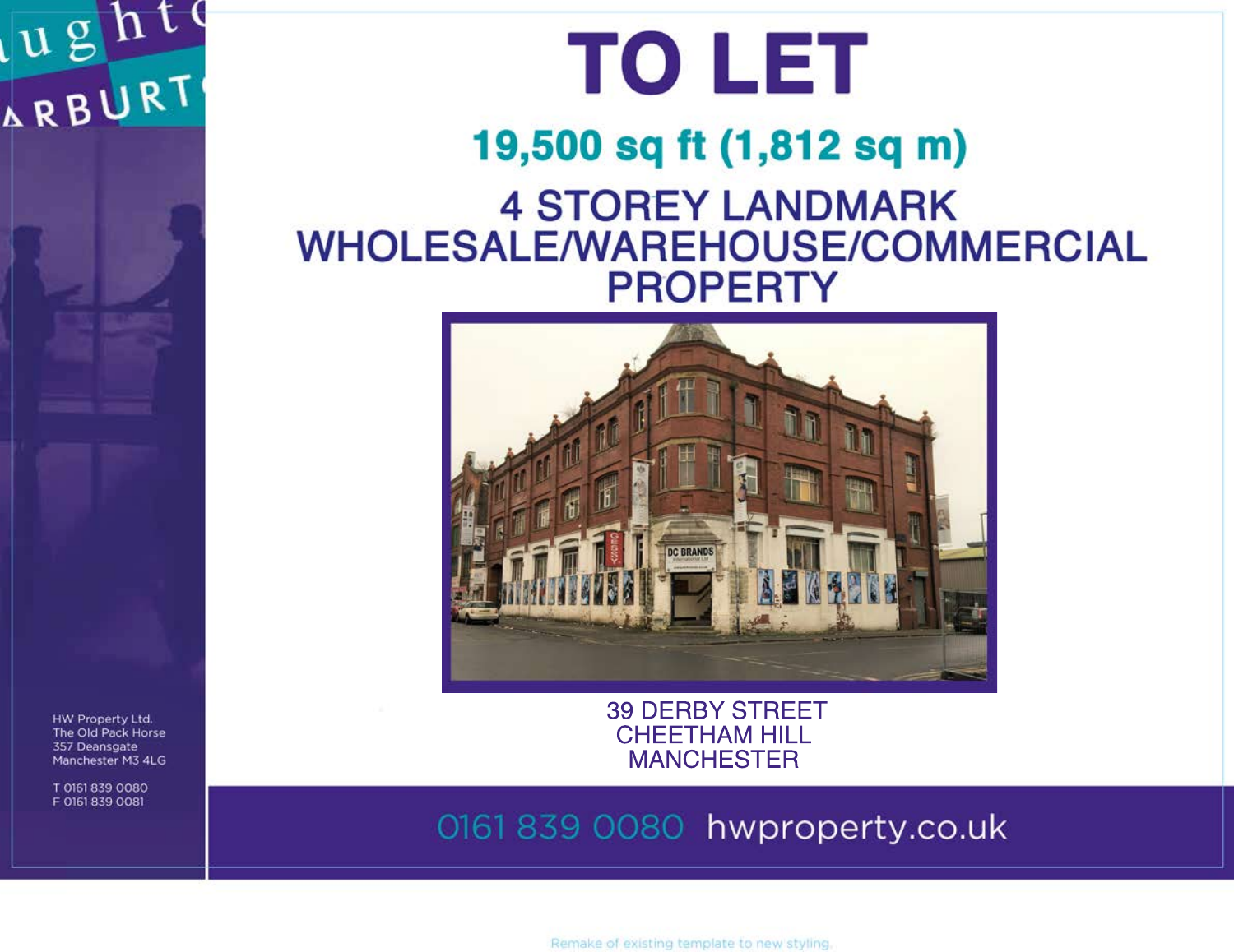# TO LET

## 19,500 sq ft (1,812 sq m)

## 4 STOREY LANDMARK WHOLESALE/WAREHOUSE/COMMERCIAL PROPERTY

39 DERBY STREET
CHEETHAM HILL
MANCHESTER

HW Property Ltd.
The Old Pack Horse
357 Deansgate
Manchester M3 4LG

T 0161 839 0080
F 0161 839 0081

0161 839 0080 hwproperty.co.uk

Remake of existing template to new styling.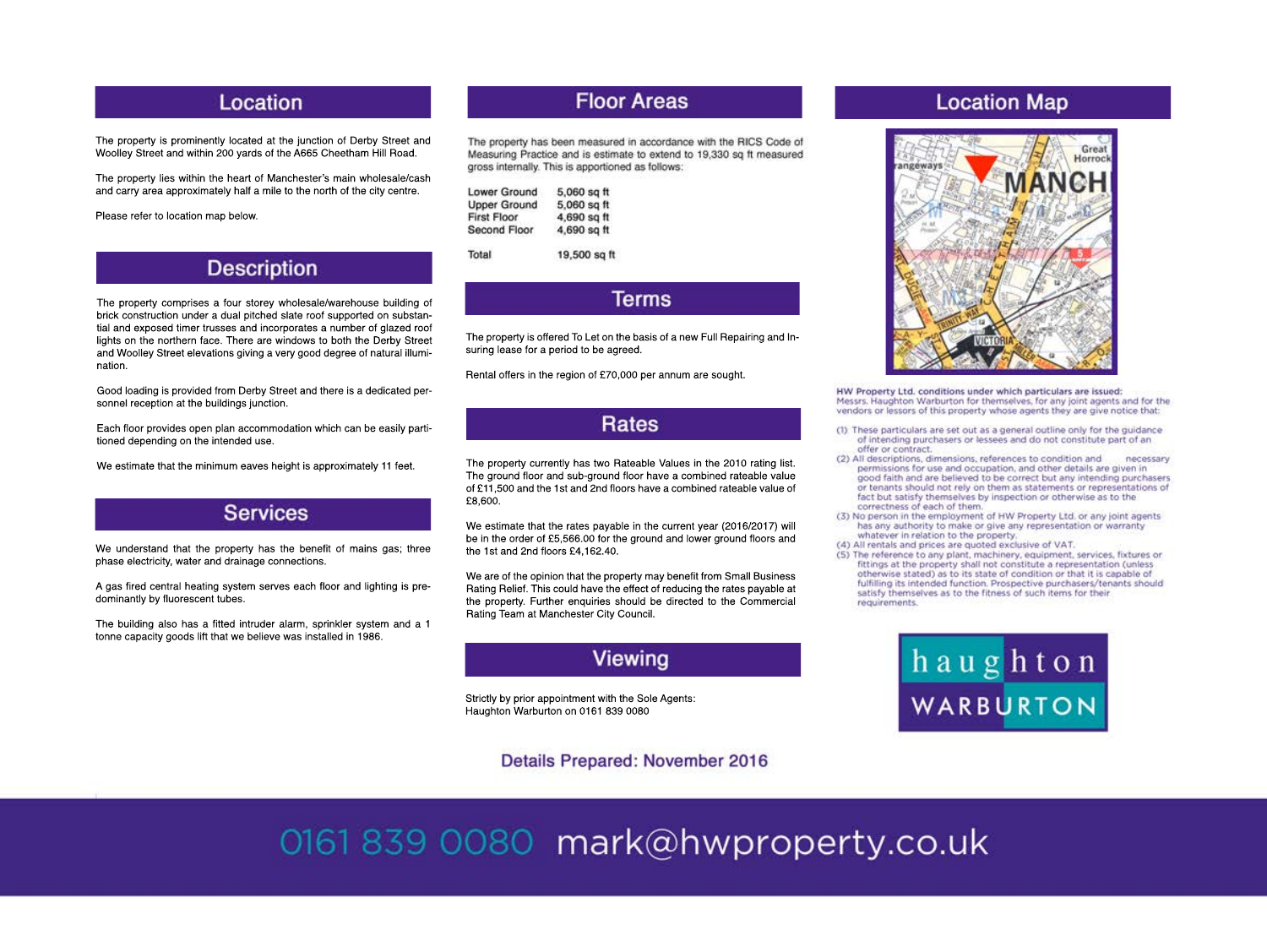## Location

The property is prominently located at the junction of Derby Street and Woolley Street and within 200 yards of the A665 Cheetham Hill Road.

The property lies within the heart of Manchester's main wholesale/cash and carry area approximately half a mile to the north of the city centre.

Please refer to location map below.

## Description

The property comprises a four storey wholesale/warehouse building of brick construction under a dual pitched slate roof supported on substantial and exposed timber trusses and incorporates a number of glazed roof lights on the northern face. There are windows to both the Derby Street and Woolley Street elevations giving a very good degree of natural illumination.

Good loading is provided from Derby Street and there is a dedicated personnel reception at the buildings junction.

Each floor provides open plan accommodation which can be easily partitioned depending on the intended use.

We estimate that the minimum eaves height is approximately 11 feet.

## Services

We understand that the property has the benefit of mains gas; three phase electricity, water and drainage connections.

A gas fired central heating system serves each floor and lighting is predominantly by fluorescent tubes.

The building also has a fitted intruder alarm, sprinkler system and a 1 tonne capacity goods lift that we believe was installed in 1986.

## Floor Areas

The property has been measured in accordance with the RICS Code of Measuring Practice and is estimate to extend to 19,330 sq ft measured gross internally. This is apportioned as follows:

| | |
|---|---|
| Lower Ground | 5,060 sq ft |
| Upper Ground | 5,060 sq ft |
| First Floor | 4,690 sq ft |
| Second Floor | 4,690 sq ft |
| Total | 19,500 sq ft |

## Terms

The property is offered To Let on the basis of a new Full Repairing and Insuring lease for a period to be agreed.

Rental offers in the region of £70,000 per annum are sought.

## Rates

The property currently has two Rateable Values in the 2010 rating list. The ground floor and sub-ground floor have a combined rateable value of £11,500 and the 1st and 2nd floors have a combined rateable value of £8,600.

We estimate that the rates payable in the current year (2016/2017) will be in the order of £5,566.00 for the ground and lower ground floors and the 1st and 2nd floors £4,162.40.

We are of the opinion that the property may benefit from Small Business Rating Relief. This could have the effect of reducing the rates payable at the property. Further enquiries should be directed to the Commercial Rating Team at Manchester City Council.

## Viewing

Strictly by prior appointment with the Sole Agents:
Haughton Warburton on 0161 839 0080

Details Prepared: November 2016

## Location Map

**HW Property Ltd. conditions under which particulars are issued:**
Messrs. Haughton Warburton for themselves, for any joint agents and for the vendors or lessors of this property whose agents they are give notice that:

(1) These particulars are set out as a general outline only for the guidance of intending purchasers or lessees and do not constitute part of an offer or contract.
(2) All descriptions, dimensions, references to condition and necessary permissions for use and occupation, and other details are given in good faith and are believed to be correct but any intending purchasers or tenants should not rely on them as statements or representations of fact but satisfy themselves by inspection or otherwise as to the correctness of each of them.
(3) No person in the employment of HW Property Ltd. or any joint agents has any authority to make or give any representation or warranty whatever in relation to the property.
(4) All rentals and prices are quoted exclusive of VAT.
(5) The reference to any plant, machinery, equipment, services, fixtures or fittings at the property shall not constitute a representation (unless otherwise stated) as to its state of condition or that it is capable of fulfilling its intended function. Prospective purchasers/tenants should satisfy themselves as to the fitness of such items for their requirements.

haughton WARBURTON

0161 839 0080 mark@hwproperty.co.uk